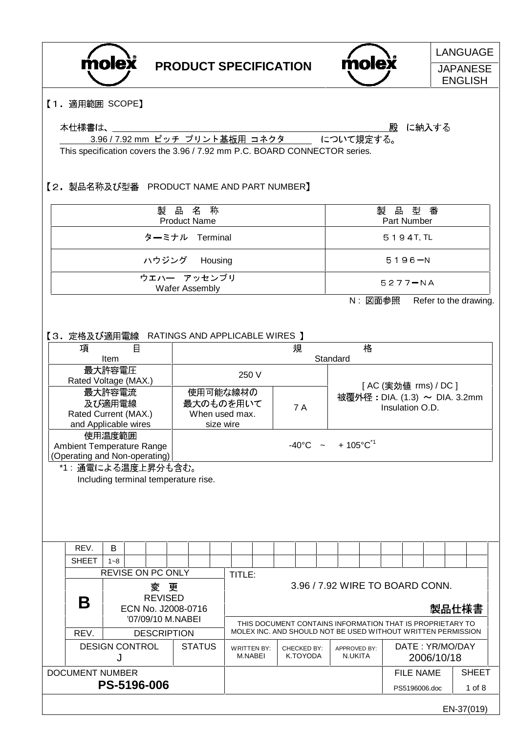**PRODUCT SPECIFICATION**

LANGUAGE: JAPANESE / ENGLISH

## 【1．適用範囲 SCOPE】

本仕様書は、＿＿＿＿＿＿＿＿＿＿＿＿＿＿＿＿＿＿＿＿＿＿＿＿＿殿 に納入する
3.96 / 7.92 mm ピッチ プリント基板用 コネクタ について規定する。
This specification covers the 3.96 / 7.92 mm P.C. BOARD CONNECTOR series.

## 【2．製品名称及び型番 PRODUCT NAME AND PART NUMBER】

| 製 品 名 称 Product Name | 製 品 型 番 Part Number |
|---|---|
| ターミナル Terminal | ５１９４T, TL |
| ハウジング Housing | ５１９６－N |
| ウエハー アッセンブリ Wafer Assembly | ５２７７－NA |

N : 図面参照 Refer to the drawing.

## 【3．定格及び適用電線 RATINGS AND APPLICABLE WIRES 】

| 項 目 Item | 規 格 Standard | | |
|---|---|---|---|
| 最大許容電圧 Rated Voltage (MAX.) | 250 V | | [ AC (実効値 rms) / DC ] 被覆外径：DIA. (1.3) ～ DIA. 3.2mm Insulation O.D. |
| 最大許容電流 及び適用電線 Rated Current (MAX.) and Applicable wires | 使用可能な線材の 最大のものを用いて When used max. size wire | 7 A | |
| 使用温度範囲 Ambient Temperature Range (Operating and Non-operating) | -40°C ～ + 105°C*1 | | |

*1 : 通電による温度上昇分も含む。
Including terminal temperature rise.

| REV. | B |
|---|---|
| SHEET | 1~8 |

REVISE ON PC ONLY

| REV. | DESCRIPTION |
|---|---|
| B | 変 更 REVISED ECN No. J2008-0716 '07/09/10 M.NABEI |

TITLE: 3.96 / 7.92 WIRE TO BOARD CONN. 製品仕様書

THIS DOCUMENT CONTAINS INFORMATION THAT IS PROPRIETARY TO MOLEX INC. AND SHOULD NOT BE USED WITHOUT WRITTEN PERMISSION

| DESIGN CONTROL | STATUS | WRITTEN BY: | CHECKED BY: | APPROVED BY: | DATE : YR/MO/DAY |
|---|---|---|---|---|---|
| J | | M.NABEI | K.TOYODA | N.UKITA | 2006/10/18 |

| DOCUMENT NUMBER | FILE NAME | SHEET |
|---|---|---|
| **PS-5196-006** | PS5196006.doc | 1 of 8 |

EN-37(019)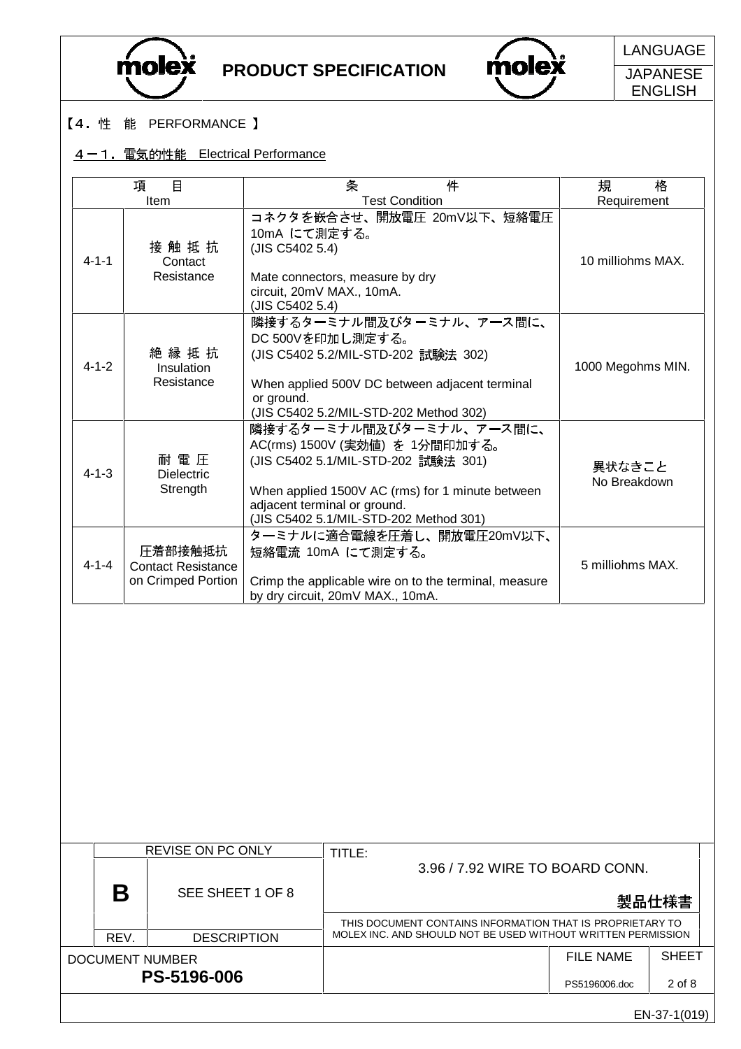【4．性　能　PERFORMANCE 】

## 4－1．電気的性能　Electrical Performance

| 項　目 Item | | 条　件 Test Condition | 規　格 Requirement |
|---|---|---|---|
| 4-1-1 | 接 触 抵 抗 Contact Resistance | コネクタを嵌合させ、開放電圧 20mV以下、短絡電圧 10mA にて測定する。(JIS C5402 5.4)<br><br>Mate connectors, measure by dry circuit, 20mV MAX., 10mA. (JIS C5402 5.4) | 10 milliohms MAX. |
| 4-1-2 | 絶 縁 抵 抗 Insulation Resistance | 隣接するターミナル間及びターミナル、アース間に、DC 500Vを印加し測定する。(JIS C5402 5.2/MIL-STD-202 試験法 302)<br><br>When applied 500V DC between adjacent terminal or ground. (JIS C5402 5.2/MIL-STD-202 Method 302) | 1000 Megohms MIN. |
| 4-1-3 | 耐 電 圧 Dielectric Strength | 隣接するターミナル間及びターミナル、アース間に、AC(rms) 1500V (実効値) を 1分間印加する。(JIS C5402 5.1/MIL-STD-202 試験法 301)<br><br>When applied 1500V AC (rms) for 1 minute between adjacent terminal or ground. (JIS C5402 5.1/MIL-STD-202 Method 301) | 異状なきこと No Breakdown |
| 4-1-4 | 圧着部接触抵抗 Contact Resistance on Crimped Portion | ターミナルに適合電線を圧着し、開放電圧20mV以下、短絡電流 10mA にて測定する。<br><br>Crimp the applicable wire on to the terminal, measure by dry circuit, 20mV MAX., 10mA. | 5 milliohms MAX. |

| REVISE ON PC ONLY | | TITLE: 3.96 / 7.92 WIRE TO BOARD CONN. 製品仕様書 |
|---|---|---|
| B | SEE SHEET 1 OF 8 | THIS DOCUMENT CONTAINS INFORMATION THAT IS PROPRIETARY TO MOLEX INC. AND SHOULD NOT BE USED WITHOUT WRITTEN PERMISSION |
| REV. | DESCRIPTION | |

| DOCUMENT NUMBER | FILE NAME | SHEET |
|---|---|---|
| PS-5196-006 | PS5196006.doc | 2 of 8 |

EN-37-1(019)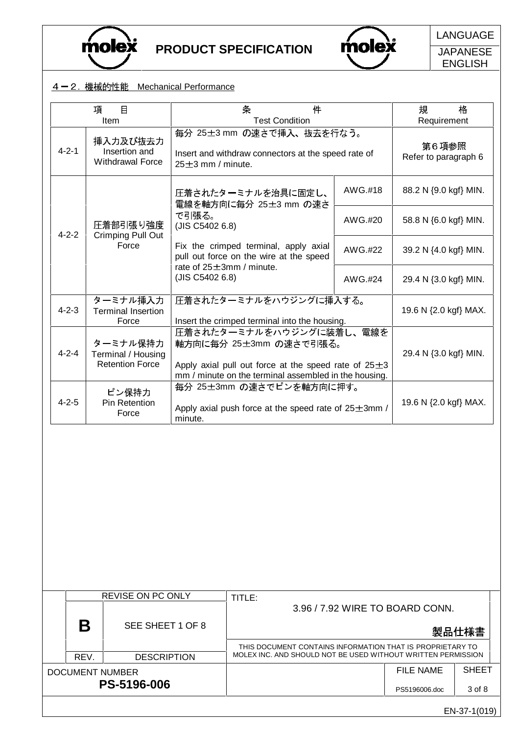## ４－２. 機械的性能　Mechanical Performance

| 項　目<br>Item | | 条　件<br>Test Condition | | 規　格<br>Requirement |
|---|---|---|---|---|
| 4-2-1 | 挿入力及び抜去力<br>Insertion and Withdrawal Force | 毎分 25±3 mm の速さで挿入、抜去を行なう。<br>Insert and withdraw connectors at the speed rate of 25±3 mm / minute. | | 第６項参照<br>Refer to paragraph 6 |
| 4-2-2 | 圧着部引張り強度<br>Crimping Pull Out Force | 圧着されたターミナルを治具に固定し、電線を軸方向に毎分 25±3 mm の速さで引張る。<br>(JIS C5402 6.8)<br>Fix the crimped terminal, apply axial pull out force on the wire at the speed rate of 25±3mm / minute.<br>(JIS C5402 6.8) | AWG.#18 | 88.2 N {9.0 kgf} MIN. |
| | | | AWG.#20 | 58.8 N {6.0 kgf} MIN. |
| | | | AWG.#22 | 39.2 N {4.0 kgf} MIN. |
| | | | AWG.#24 | 29.4 N {3.0 kgf} MIN. |
| 4-2-3 | ターミナル挿入力<br>Terminal Insertion Force | 圧着されたターミナルをハウジングに挿入する。<br>Insert the crimped terminal into the housing. | | 19.6 N {2.0 kgf} MAX. |
| 4-2-4 | ターミナル保持力<br>Terminal / Housing Retention Force | 圧着されたターミナルをハウジングに装着し、電線を軸方向に毎分 25±3mm の速さで引張る。<br>Apply axial pull out force at the speed rate of 25±3 mm / minute on the terminal assembled in the housing. | | 29.4 N {3.0 kgf} MIN. |
| 4-2-5 | ピン保持力<br>Pin Retention Force | 毎分 25±3mm の速さでピンを軸方向に押す。<br>Apply axial push force at the speed rate of 25±3mm / minute. | | 19.6 N {2.0 kgf} MAX. |

| REVISE ON PC ONLY | | TITLE: 3.96 / 7.92 WIRE TO BOARD CONN. 製品仕様書 | | |
|---|---|---|---|---|
| B | SEE SHEET 1 OF 8 | THIS DOCUMENT CONTAINS INFORMATION THAT IS PROPRIETARY TO MOLEX INC. AND SHOULD NOT BE USED WITHOUT WRITTEN PERMISSION | | |
| REV. | DESCRIPTION | | FILE NAME | SHEET |
| DOCUMENT NUMBER | PS-5196-006 | | PS5196006.doc | 3 of 8 |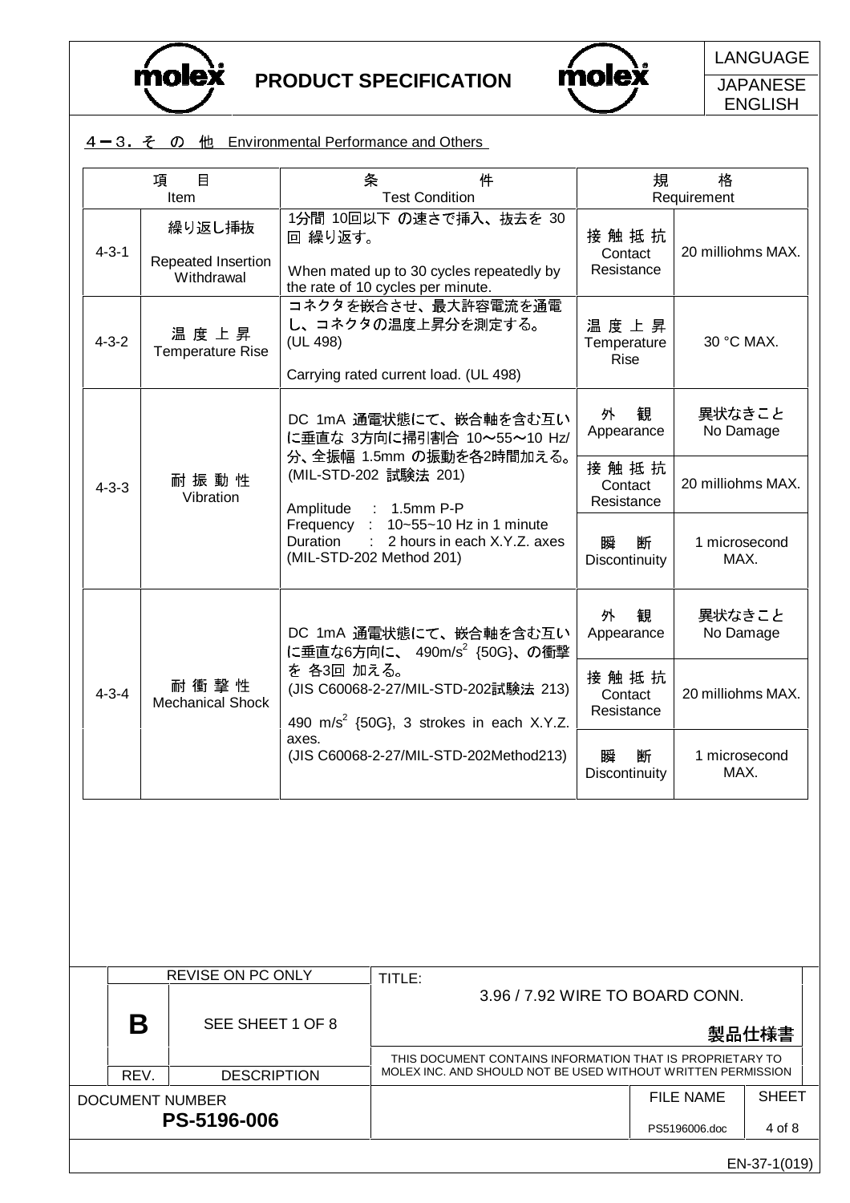## 4－3．そ　の　他　Environmental Performance and Others

| 項　目<br>Item | | 条　件<br>Test Condition | 規　格<br>Requirement | |
|---|---|---|---|---|
| 4-3-1 | 繰り返し挿抜<br><br>Repeated Insertion Withdrawal | 1分間 10回以下 の速さで挿入、抜去を 30回 繰り返す。<br><br>When mated up to 30 cycles repeatedly by the rate of 10 cycles per minute. | 接 触 抵 抗<br>Contact Resistance | 20 milliohms MAX. |
| 4-3-2 | 温 度 上 昇<br>Temperature Rise | コネクタを嵌合させ、最大許容電流を通電し、コネクタの温度上昇分を測定する。<br>(UL 498)<br><br>Carrying rated current load. (UL 498) | 温 度 上 昇<br>Temperature Rise | 30 °C MAX. |
| 4-3-3 | 耐 振 動 性<br>Vibration | DC 1mA 通電状態にて、嵌合軸を含む互いに垂直な 3方向に掃引割合 10～55～10 Hz/分、全振幅 1.5mm の振動を各2時間加える。<br>(MIL-STD-202 試験法 201)<br><br>Amplitude : 1.5mm P-P<br>Frequency : 10~55~10 Hz in 1 minute<br>Duration : 2 hours in each X.Y.Z. axes<br>(MIL-STD-202 Method 201) | 外　観<br>Appearance | 異状なきこと<br>No Damage |
| | | | 接 触 抵 抗<br>Contact Resistance | 20 milliohms MAX. |
| | | | 瞬　断<br>Discontinuity | 1 microsecond MAX. |
| 4-3-4 | 耐 衝 撃 性<br>Mechanical Shock | DC 1mA 通電状態にて、嵌合軸を含む互いに垂直な6方向に、 490m/s$^2$ {50G}、の衝撃を 各3回 加える。<br>(JIS C60068-2-27/MIL-STD-202試験法 213)<br><br>490 m/s$^2$ {50G}, 3 strokes in each X.Y.Z. axes.<br>(JIS C60068-2-27/MIL-STD-202Method213) | 外　観<br>Appearance | 異状なきこと<br>No Damage |
| | | | 接 触 抵 抗<br>Contact Resistance | 20 milliohms MAX. |
| | | | 瞬　断<br>Discontinuity | 1 microsecond MAX. |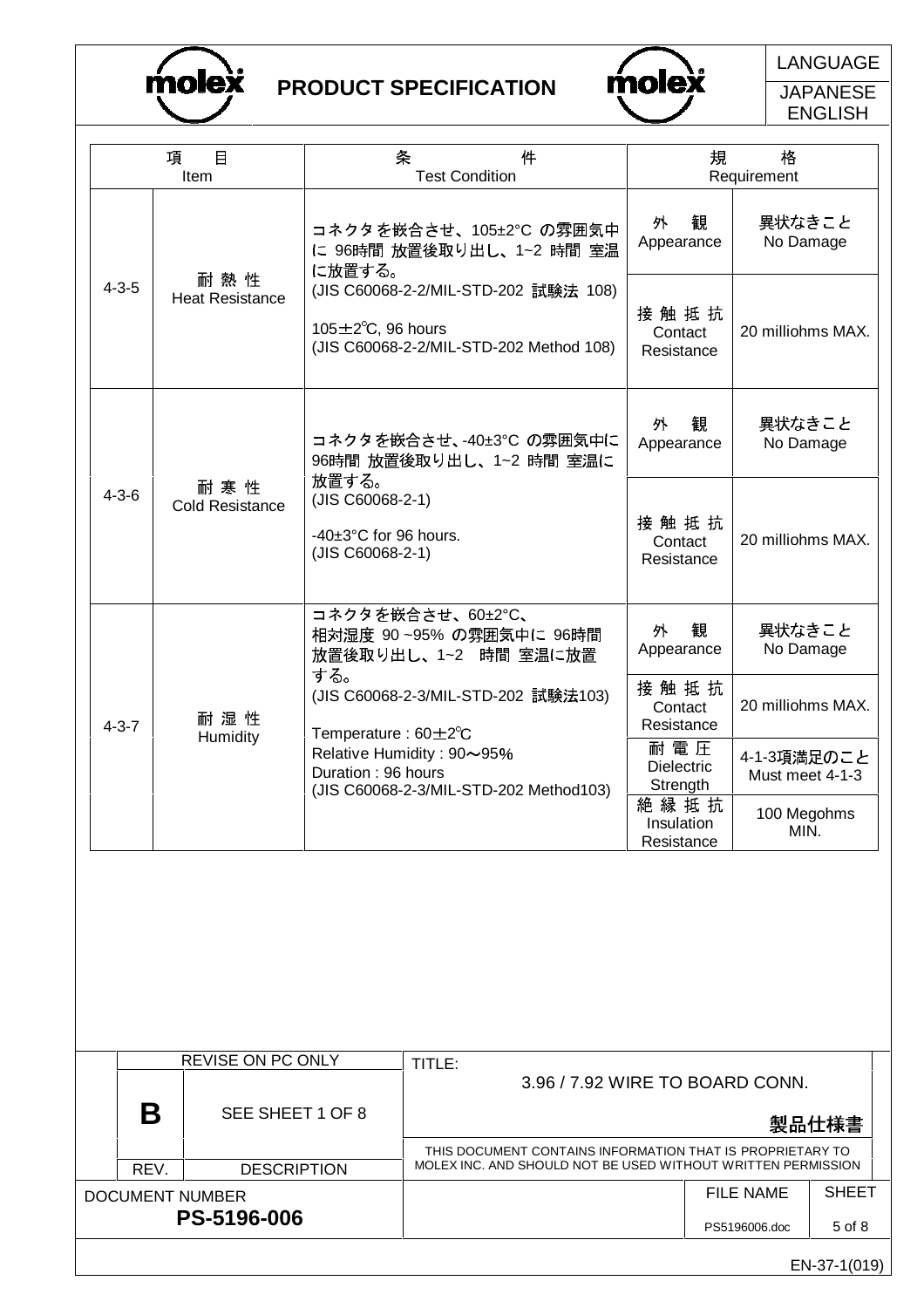| 項　目 Item | | 条　件 Test Condition | 規　格 Requirement | |
|---|---|---|---|---|
| 4-3-5 | 耐 熱 性 Heat Resistance | コネクタを嵌合させ、105±2°C の雰囲気中に 96時間 放置後取り出し、1~2 時間 室温に放置する。 (JIS C60068-2-2/MIL-STD-202 試験法 108) 105±2℃, 96 hours (JIS C60068-2-2/MIL-STD-202 Method 108) | 外　観 Appearance | 異状なきこと No Damage |
| | | | 接 触 抵 抗 Contact Resistance | 20 milliohms MAX. |
| 4-3-6 | 耐 寒 性 Cold Resistance | コネクタを嵌合させ、-40±3°C の雰囲気中に96時間 放置後取り出し、1~2 時間 室温に放置する。 (JIS C60068-2-1) -40±3°C for 96 hours. (JIS C60068-2-1) | 外　観 Appearance | 異状なきこと No Damage |
| | | | 接 触 抵 抗 Contact Resistance | 20 milliohms MAX. |
| 4-3-7 | 耐 湿 性 Humidity | コネクタを嵌合させ、60±2°C、相対湿度 90 ~95% の雰囲気中に 96時間 放置後取り出し、1~2　時間 室温に放置する。 (JIS C60068-2-3/MIL-STD-202 試験法103) Temperature : 60±2℃ Relative Humidity : 90～95% Duration : 96 hours (JIS C60068-2-3/MIL-STD-202 Method103) | 外　観 Appearance | 異状なきこと No Damage |
| | | | 接 触 抵 抗 Contact Resistance | 20 milliohms MAX. |
| | | | 耐 電 圧 Dielectric Strength | 4-1-3項満足のこと Must meet 4-1-3 |
| | | | 絶 縁 抵 抗 Insulation Resistance | 100 Megohms MIN. |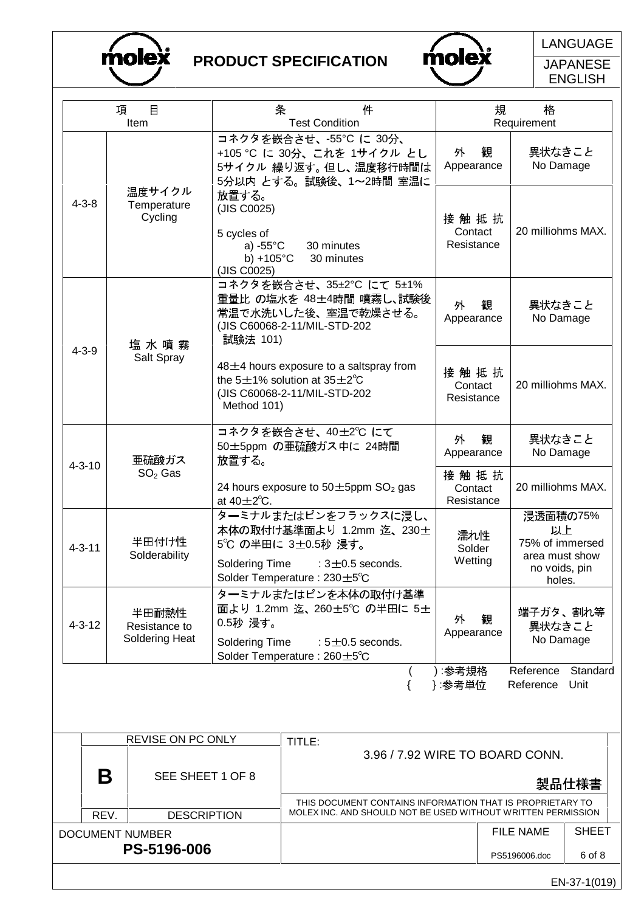| 項目 Item | | 条件 Test Condition | 規格 Requirement | |
|---|---|---|---|---|
| 4-3-8 | 温度サイクル Temperature Cycling | コネクタを嵌合させ、-55°C に 30分、+105 °C に 30分、これを 1サイクル とし 5サイクル 繰り返す。但し、温度移行時間は 5分以内 とする。試験後、1～2時間 室温に放置する。(JIS C0025)<br><br>5 cycles of<br>a) -55°C 30 minutes<br>b) +105°C 30 minutes<br>(JIS C0025) | 外観 Appearance | 異状なきこと No Damage |
| | | | 接触抵抗 Contact Resistance | 20 milliohms MAX. |
| 4-3-9 | 塩水噴霧 Salt Spray | コネクタを嵌合させ、35±2°C にて 5±1% 重量比 の塩水を 48±4時間 噴霧し、試験後常温で水洗いした後、室温で乾燥させる。(JIS C60068-2-11/MIL-STD-202 試験法 101)<br><br>48±4 hours exposure to a saltspray from the 5±1% solution at 35±2℃ (JIS C60068-2-11/MIL-STD-202 Method 101) | 外観 Appearance | 異状なきこと No Damage |
| | | | 接触抵抗 Contact Resistance | 20 milliohms MAX. |
| 4-3-10 | 亜硫酸ガス $SO_2$ Gas | コネクタを嵌合させ、40±2℃ にて 50±5ppm の亜硫酸ガス中に 24時間放置する。<br><br>24 hours exposure to 50±5ppm $SO_2$ gas at 40±2℃. | 外観 Appearance | 異状なきこと No Damage |
| | | | 接触抵抗 Contact Resistance | 20 milliohms MAX. |
| 4-3-11 | 半田付け性 Solderability | ターミナルまたはピンをフラックスに浸し、本体の取付け基準面より 1.2mm 迄、230±5℃ の半田に 3±0.5秒 浸す。<br><br>Soldering Time : 3±0.5 seconds.<br>Solder Temperature : 230±5℃ | 濡れ性 Solder Wetting | 浸透面積の75%以上<br>75% of immersed area must show no voids, pin holes. |
| 4-3-12 | 半田耐熱性 Resistance to Soldering Heat | ターミナルまたはピンを本体の取付け基準面より 1.2mm 迄、260±5℃ の半田に 5±0.5秒 浸す。<br><br>Soldering Time : 5±0.5 seconds.<br>Solder Temperature : 260±5℃ | 外観 Appearance | 端子ガタ、割れ等異状なきこと No Damage |

( ) :参考規格 Reference Standard
{ } :参考単位 Reference Unit

| REV. | DESCRIPTION | TITLE |
|---|---|---|
| B | REVISE ON PC ONLY<br>SEE SHEET 1 OF 8 | 3.96 / 7.92 WIRE TO BOARD CONN.<br>製品仕様書 |

THIS DOCUMENT CONTAINS INFORMATION THAT IS PROPRIETARY TO MOLEX INC. AND SHOULD NOT BE USED WITHOUT WRITTEN PERMISSION

| DOCUMENT NUMBER | FILE NAME | SHEET |
|---|---|---|
| PS-5196-006 | PS5196006.doc | 6 of 8 |

EN-37-1(019)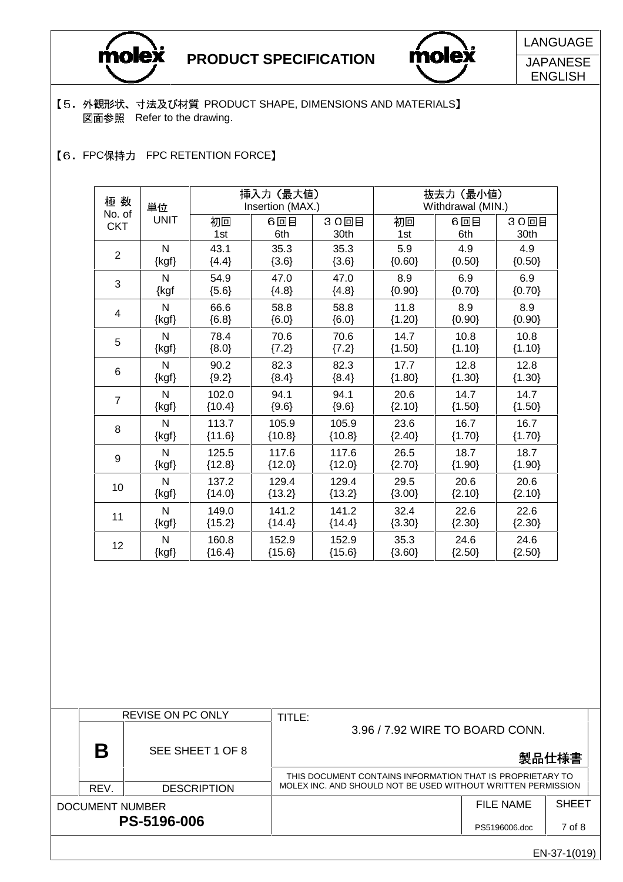【5. 外観形状、寸法及び材質 PRODUCT SHAPE, DIMENSIONS AND MATERIALS】
図面参照 Refer to the drawing.

【6. FPC保持力 FPC RETENTION FORCE】

| 極 数 No. of CKT | 単位 UNIT | 挿入力（最大値） Insertion (MAX.) | | | 抜去力（最小値） Withdrawal (MIN.) | | |
|---|---|---|---|---|---|---|---|
| | | 初回 1st | 6回目 6th | 30回目 30th | 初回 1st | 6回目 6th | 30回目 30th |
| 2 | N {kgf} | 43.1 {4.4} | 35.3 {3.6} | 35.3 {3.6} | 5.9 {0.60} | 4.9 {0.50} | 4.9 {0.50} |
| 3 | N {kgf | 54.9 {5.6} | 47.0 {4.8} | 47.0 {4.8} | 8.9 {0.90} | 6.9 {0.70} | 6.9 {0.70} |
| 4 | N {kgf} | 66.6 {6.8} | 58.8 {6.0} | 58.8 {6.0} | 11.8 {1.20} | 8.9 {0.90} | 8.9 {0.90} |
| 5 | N {kgf} | 78.4 {8.0} | 70.6 {7.2} | 70.6 {7.2} | 14.7 {1.50} | 10.8 {1.10} | 10.8 {1.10} |
| 6 | N {kgf} | 90.2 {9.2} | 82.3 {8.4} | 82.3 {8.4} | 17.7 {1.80} | 12.8 {1.30} | 12.8 {1.30} |
| 7 | N {kgf} | 102.0 {10.4} | 94.1 {9.6} | 94.1 {9.6} | 20.6 {2.10} | 14.7 {1.50} | 14.7 {1.50} |
| 8 | N {kgf} | 113.7 {11.6} | 105.9 {10.8} | 105.9 {10.8} | 23.6 {2.40} | 16.7 {1.70} | 16.7 {1.70} |
| 9 | N {kgf} | 125.5 {12.8} | 117.6 {12.0} | 117.6 {12.0} | 26.5 {2.70} | 18.7 {1.90} | 18.7 {1.90} |
| 10 | N {kgf} | 137.2 {14.0} | 129.4 {13.2} | 129.4 {13.2} | 29.5 {3.00} | 20.6 {2.10} | 20.6 {2.10} |
| 11 | N {kgf} | 149.0 {15.2} | 141.2 {14.4} | 141.2 {14.4} | 32.4 {3.30} | 22.6 {2.30} | 22.6 {2.30} |
| 12 | N {kgf} | 160.8 {16.4} | 152.9 {15.6} | 152.9 {15.6} | 35.3 {3.60} | 24.6 {2.50} | 24.6 {2.50} |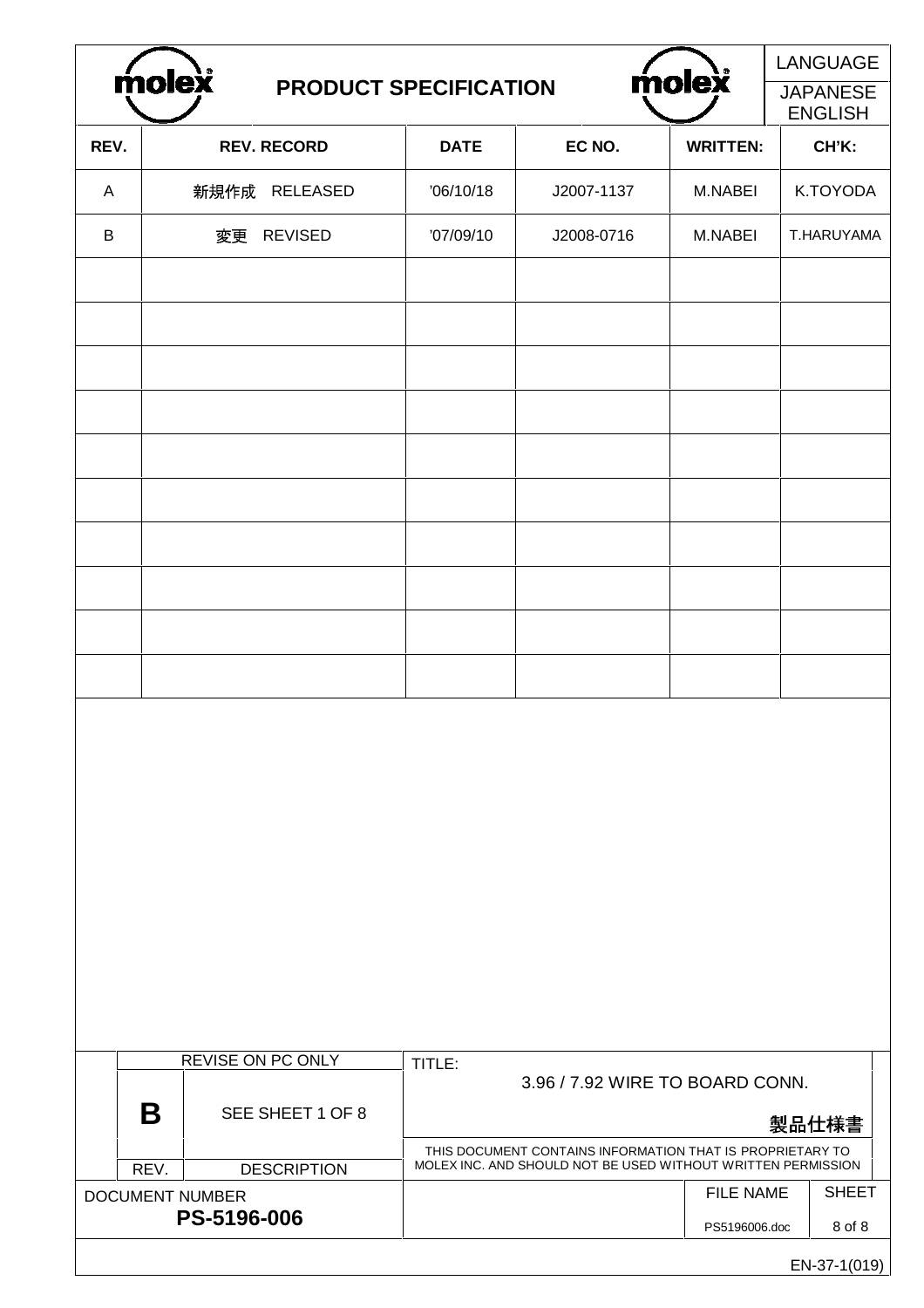# PRODUCT SPECIFICATION

LANGUAGE: JAPANESE / ENGLISH

| REV. | REV. RECORD | DATE | EC NO. | WRITTEN: | CH'K: |
|---|---|---|---|---|---|
| A | 新規作成 RELEASED | '06/10/18 | J2007-1137 | M.NABEI | K.TOYODA |
| B | 変更 REVISED | '07/09/10 | J2008-0716 | M.NABEI | T.HARUYAMA |
| | | | | | |
| | | | | | |
| | | | | | |
| | | | | | |
| | | | | | |
| | | | | | |
| | | | | | |
| | | | | | |
| | | | | | |
| | | | | | |

| REVISE ON PC ONLY | | TITLE: |
|---|---|---|
| B | SEE SHEET 1 OF 8 | 3.96 / 7.92 WIRE TO BOARD CONN. 製品仕様書 |
| REV. | DESCRIPTION | THIS DOCUMENT CONTAINS INFORMATION THAT IS PROPRIETARY TO MOLEX INC. AND SHOULD NOT BE USED WITHOUT WRITTEN PERMISSION |

| DOCUMENT NUMBER | FILE NAME | SHEET |
|---|---|---|
| PS-5196-006 | PS5196006.doc | 8 of 8 |

EN-37-1(019)